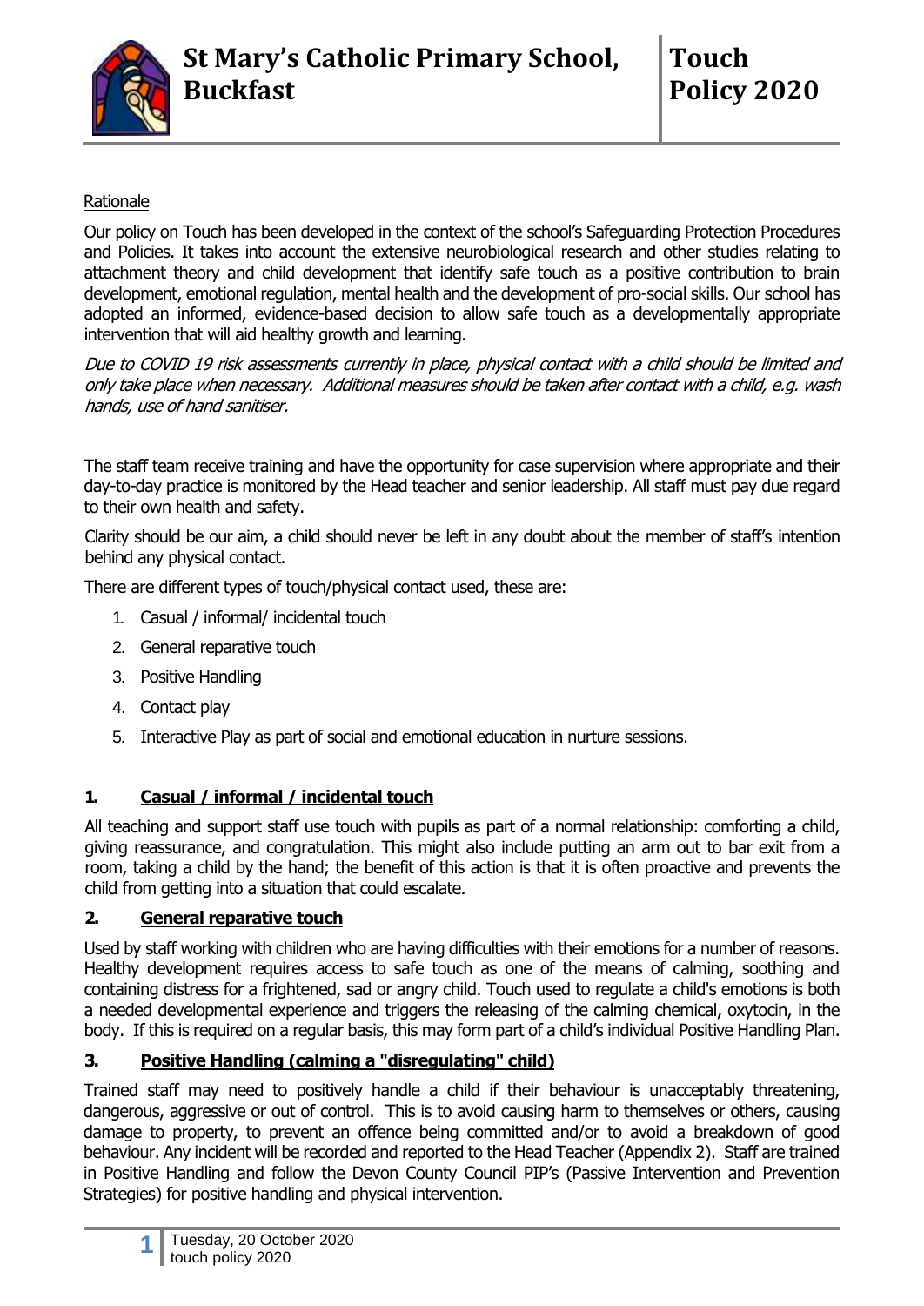# St Mary's Catholic Primary School, Buckfast

# Touch Policy 2020

Rationale

Our policy on Touch has been developed in the context of the school's Safeguarding Protection Procedures and Policies. It takes into account the extensive neurobiological research and other studies relating to attachment theory and child development that identify safe touch as a positive contribution to brain development, emotional regulation, mental health and the development of pro-social skills. Our school has adopted an informed, evidence-based decision to allow safe touch as a developmentally appropriate intervention that will aid healthy growth and learning.

*Due to COVID 19 risk assessments currently in place, physical contact with a child should be limited and only take place when necessary. Additional measures should be taken after contact with a child, e.g. wash hands, use of hand sanitiser.*

The staff team receive training and have the opportunity for case supervision where appropriate and their day-to-day practice is monitored by the Head teacher and senior leadership. All staff must pay due regard to their own health and safety.

Clarity should be our aim, a child should never be left in any doubt about the member of staff's intention behind any physical contact.

There are different types of touch/physical contact used, these are:

1. Casual / informal/ incidental touch
2. General reparative touch
3. Positive Handling
4. Contact play
5. Interactive Play as part of social and emotional education in nurture sessions.

## 1. Casual / informal / incidental touch

All teaching and support staff use touch with pupils as part of a normal relationship: comforting a child, giving reassurance, and congratulation. This might also include putting an arm out to bar exit from a room, taking a child by the hand; the benefit of this action is that it is often proactive and prevents the child from getting into a situation that could escalate.

## 2. General reparative touch

Used by staff working with children who are having difficulties with their emotions for a number of reasons. Healthy development requires access to safe touch as one of the means of calming, soothing and containing distress for a frightened, sad or angry child. Touch used to regulate a child's emotions is both a needed developmental experience and triggers the releasing of the calming chemical, oxytocin, in the body. If this is required on a regular basis, this may form part of a child's individual Positive Handling Plan.

## 3. Positive Handling (calming a "disregulating" child)

Trained staff may need to positively handle a child if their behaviour is unacceptably threatening, dangerous, aggressive or out of control. This is to avoid causing harm to themselves or others, causing damage to property, to prevent an offence being committed and/or to avoid a breakdown of good behaviour. Any incident will be recorded and reported to the Head Teacher (Appendix 2). Staff are trained in Positive Handling and follow the Devon County Council PIP's (Passive Intervention and Prevention Strategies) for positive handling and physical intervention.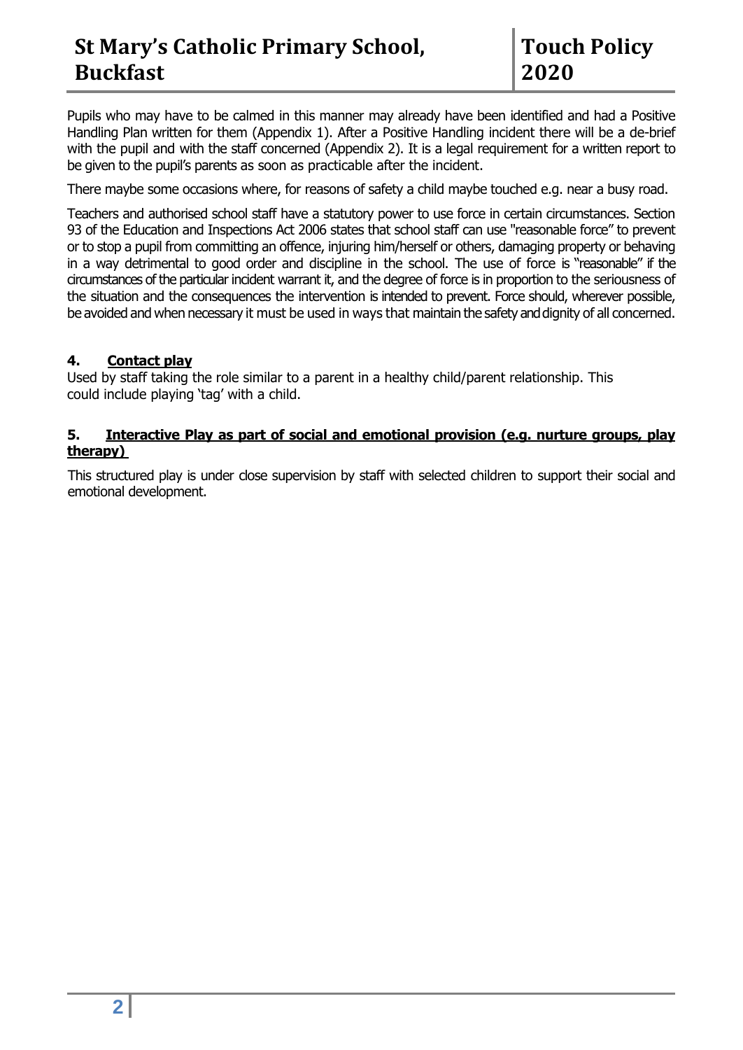Pupils who may have to be calmed in this manner may already have been identified and had a Positive Handling Plan written for them (Appendix 1). After a Positive Handling incident there will be a de-brief with the pupil and with the staff concerned (Appendix 2). It is a legal requirement for a written report to be given to the pupil's parents as soon as practicable after the incident.

There maybe some occasions where, for reasons of safety a child maybe touched e.g. near a busy road.

Teachers and authorised school staff have a statutory power to use force in certain circumstances. Section 93 of the Education and Inspections Act 2006 states that school staff can use "reasonable force" to prevent or to stop a pupil from committing an offence, injuring him/herself or others, damaging property or behaving in a way detrimental to good order and discipline in the school. The use of force is "reasonable" if the circumstances of the particular incident warrant it, and the degree of force is in proportion to the seriousness of the situation and the consequences the intervention is intended to prevent. Force should, wherever possible, be avoided and when necessary it must be used in ways that maintain the safety and dignity of all concerned.

## 4. Contact play

Used by staff taking the role similar to a parent in a healthy child/parent relationship. This could include playing 'tag' with a child.

## 5. Interactive Play as part of social and emotional provision (e.g. nurture groups, play therapy)

This structured play is under close supervision by staff with selected children to support their social and emotional development.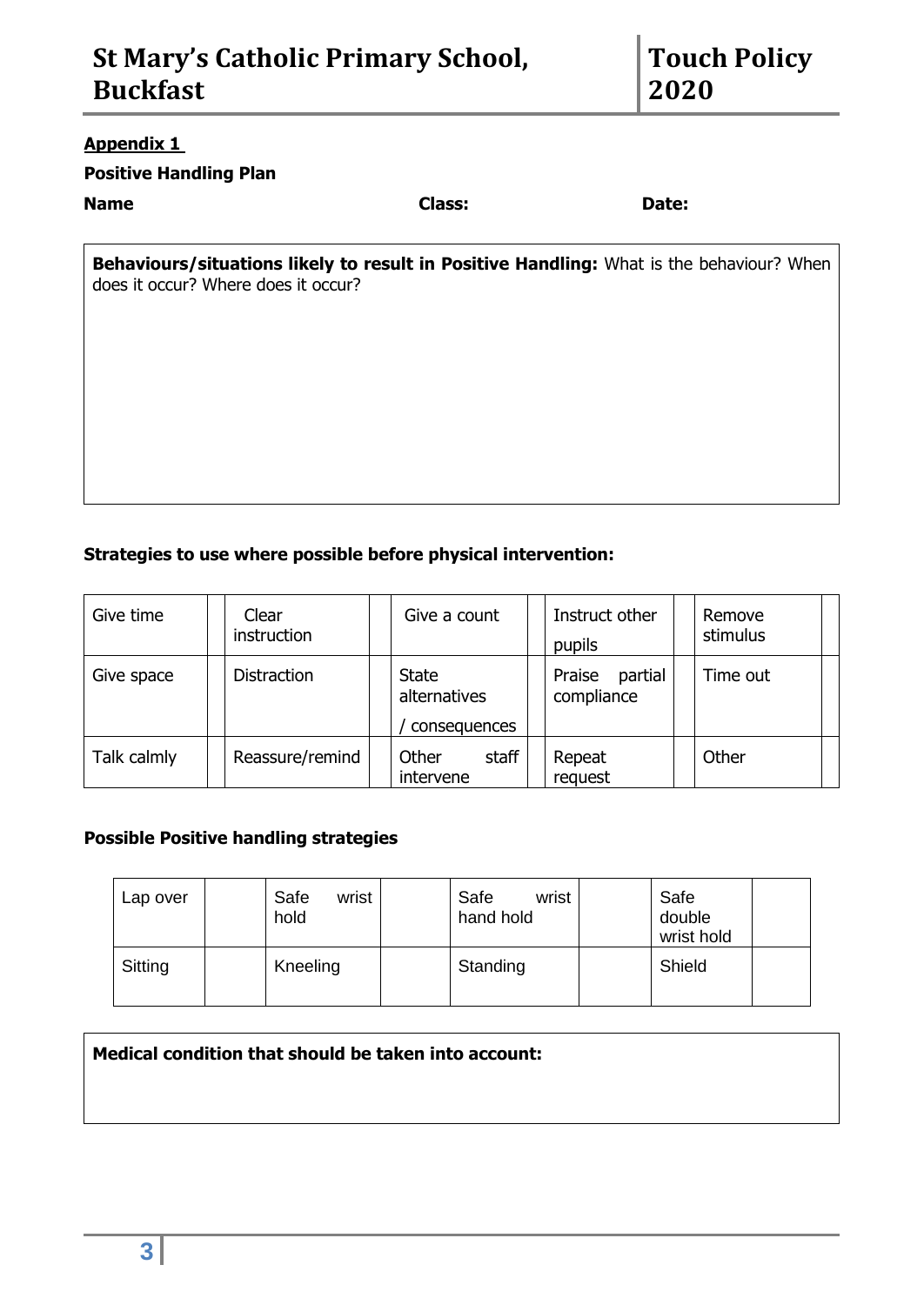**Appendix 1**

**Positive Handling Plan**

**Name** **Class:** **Date:**

| **Behaviours/situations likely to result in Positive Handling:** What is the behaviour? When does it occur? Where does it occur? |
|---|
| |

**Strategies to use where possible before physical intervention:**

| Give time | | Clear instruction | | Give a count | | Instruct other pupils | | Remove stimulus | |
|---|---|---|---|---|---|---|---|---|---|
| Give space | | Distraction | | State alternatives / consequences | | Praise partial compliance | | Time out | |
| Talk calmly | | Reassure/remind | | Other staff intervene | | Repeat request | | Other | |

**Possible Positive handling strategies**

| Lap over | | Safe wrist hold | | Safe wrist hand hold | | Safe double wrist hold | |
|---|---|---|---|---|---|---|---|
| Sitting | | Kneeling | | Standing | | Shield | |

| **Medical condition that should be taken into account:** |
|---|
| |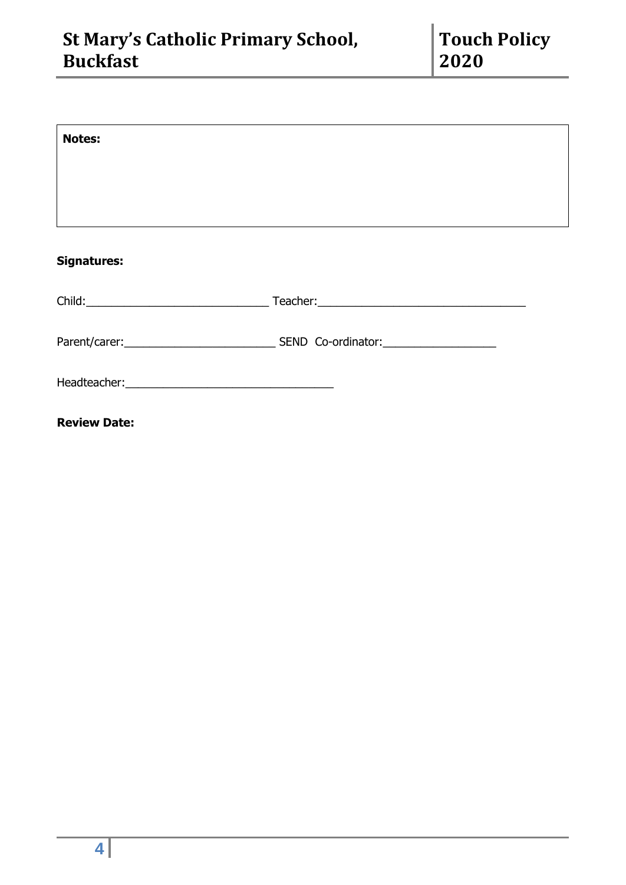| **Notes:** |
| --- |
| |

**Signatures:**

Child:______________________________ Teacher:__________________________________

Parent/carer:_________________________ SEND Co-ordinator:__________________

Headteacher:_________________________________

**Review Date:**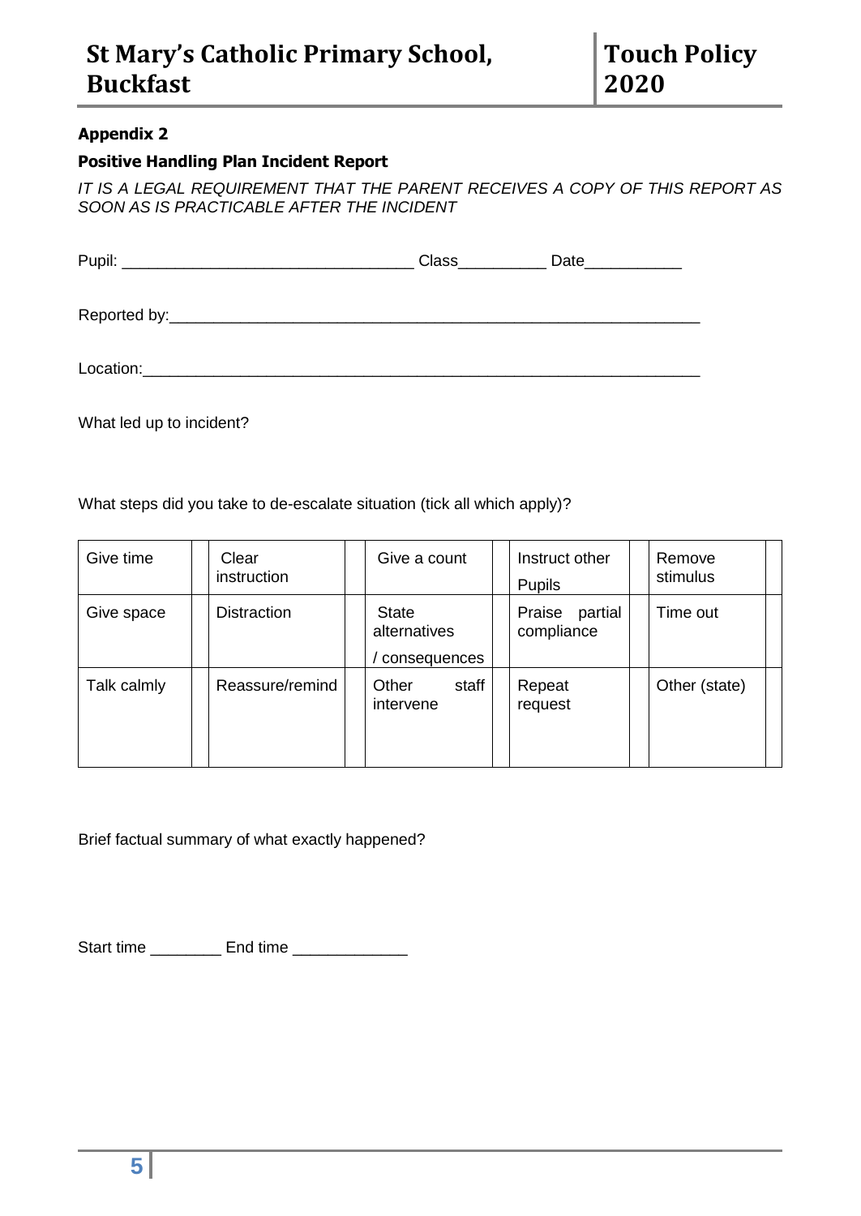## Appendix 2

### Positive Handling Plan Incident Report

*IT IS A LEGAL REQUIREMENT THAT THE PARENT RECEIVES A COPY OF THIS REPORT AS SOON AS IS PRACTICABLE AFTER THE INCIDENT*

Pupil: _________________________________ Class__________ Date___________

Reported by:_____________________________________________________________

Location:_______________________________________________________________

What led up to incident?

What steps did you take to de-escalate situation (tick all which apply)?

| Give time | | Clear instruction | | Give a count | | Instruct other Pupils | | Remove stimulus | |
|---|---|---|---|---|---|---|---|---|---|
| Give space | | Distraction | | State alternatives / consequences | | Praise partial compliance | | Time out | |
| Talk calmly | | Reassure/remind | | Other staff intervene | | Repeat request | | Other (state) | |

Brief factual summary of what exactly happened?

Start time ________ End time _____________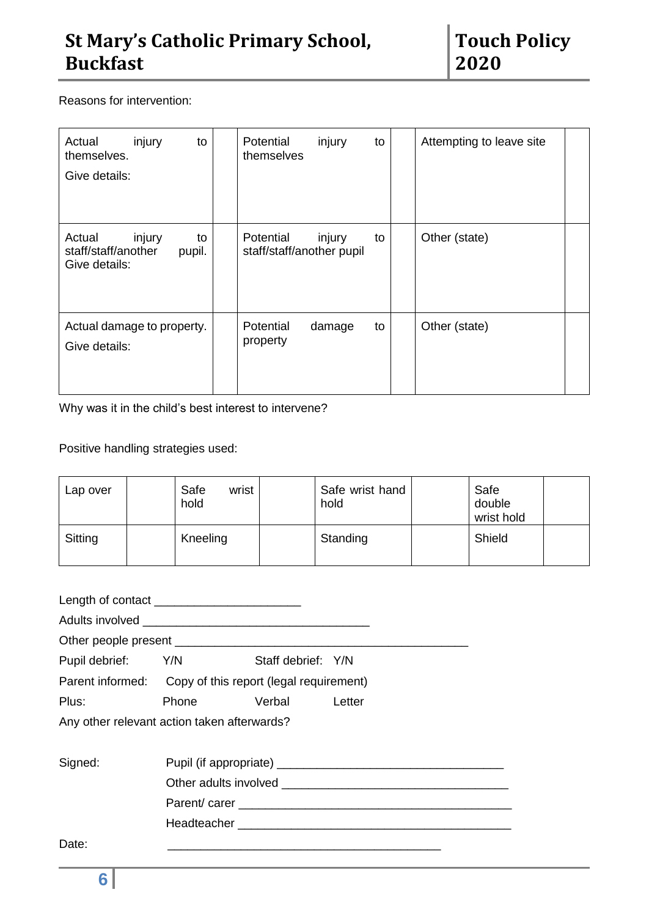Reasons for intervention:

| | | | | | |
|---|---|---|---|---|---|
| Actual injury to themselves.<br>Give details: | | Potential injury to themselves | | Attempting to leave site | |
| Actual injury to staff/staff/another pupil. Give details: | | Potential injury to staff/staff/another pupil | | Other (state) | |
| Actual damage to property.<br>Give details: | | Potential damage to property | | Other (state) | |

Why was it in the child's best interest to intervene?

Positive handling strategies used:

| | | | | | | | |
|---|---|---|---|---|---|---|---|
| Lap over | | Safe wrist hold | | Safe wrist hand hold | | Safe double wrist hold | |
| Sitting | | Kneeling | | Standing | | Shield | |

Length of contact ______________________

Adults involved __________________________________

Other people present ____________________________________________

Pupil debrief: Y/N Staff debrief: Y/N

Parent informed: Copy of this report (legal requirement)

Plus: Phone Verbal Letter

Any other relevant action taken afterwards?

Signed: Pupil (if appropriate) ________________________________

Other adults involved ________________________________

Parent/ carer ________________________________________

Headteacher ________________________________________

Date: _________________________________________